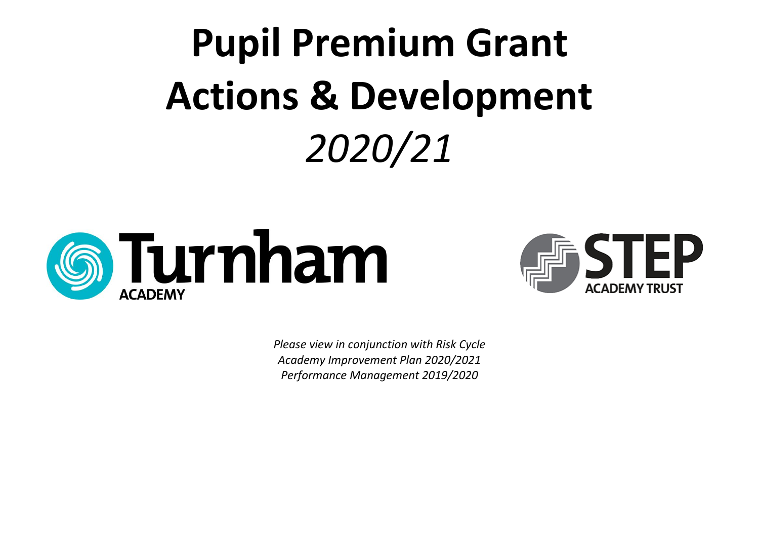# Pupil Premium Grant Actions & Development

*2020/21*

Turnham ACADEMY

STEP ACADEMY TRUST

*Please view in conjunction with Risk Cycle*
*Academy Improvement Plan 2020/2021*
*Performance Management 2019/2020*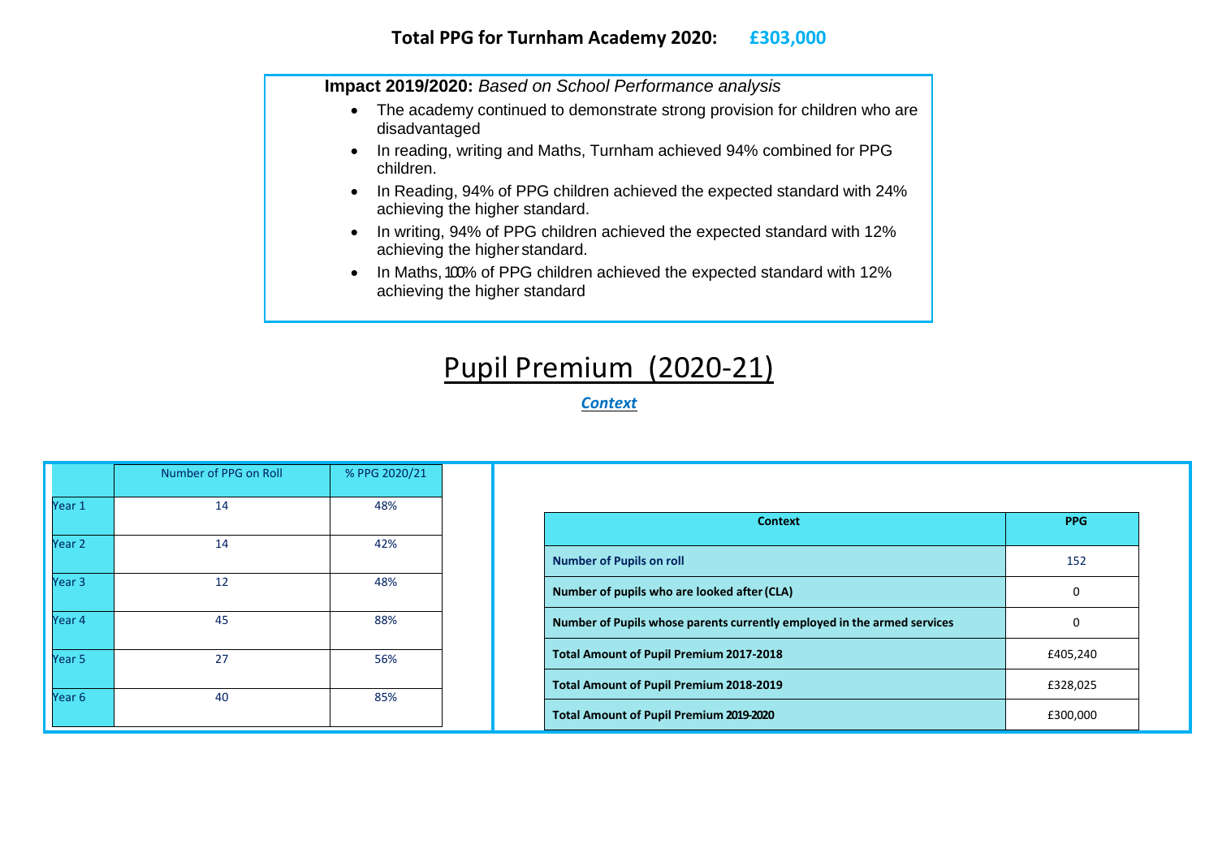**Total PPG for Turnham Academy 2020: £303,000**

**Impact 2019/2020:** *Based on School Performance analysis*

- The academy continued to demonstrate strong provision for children who are disadvantaged
- In reading, writing and Maths, Turnham achieved 94% combined for PPG children.
- In Reading, 94% of PPG children achieved the expected standard with 24% achieving the higher standard.
- In writing, 94% of PPG children achieved the expected standard with 12% achieving the higher standard.
- In Maths, 100% of PPG children achieved the expected standard with 12% achieving the higher standard

# Pupil Premium (2020-21)

***Context***

| | Number of PPG on Roll | % PPG 2020/21 |
|---|---|---|
| Year 1 | 14 | 48% |
| Year 2 | 14 | 42% |
| Year 3 | 12 | 48% |
| Year 4 | 45 | 88% |
| Year 5 | 27 | 56% |
| Year 6 | 40 | 85% |

| Context | PPG |
|---|---|
| **Number of Pupils on roll** | 152 |
| **Number of pupils who are looked after (CLA)** | 0 |
| **Number of Pupils whose parents currently employed in the armed services** | 0 |
| **Total Amount of Pupil Premium 2017-2018** | £405,240 |
| **Total Amount of Pupil Premium 2018-2019** | £328,025 |
| **Total Amount of Pupil Premium 2019-2020** | £300,000 |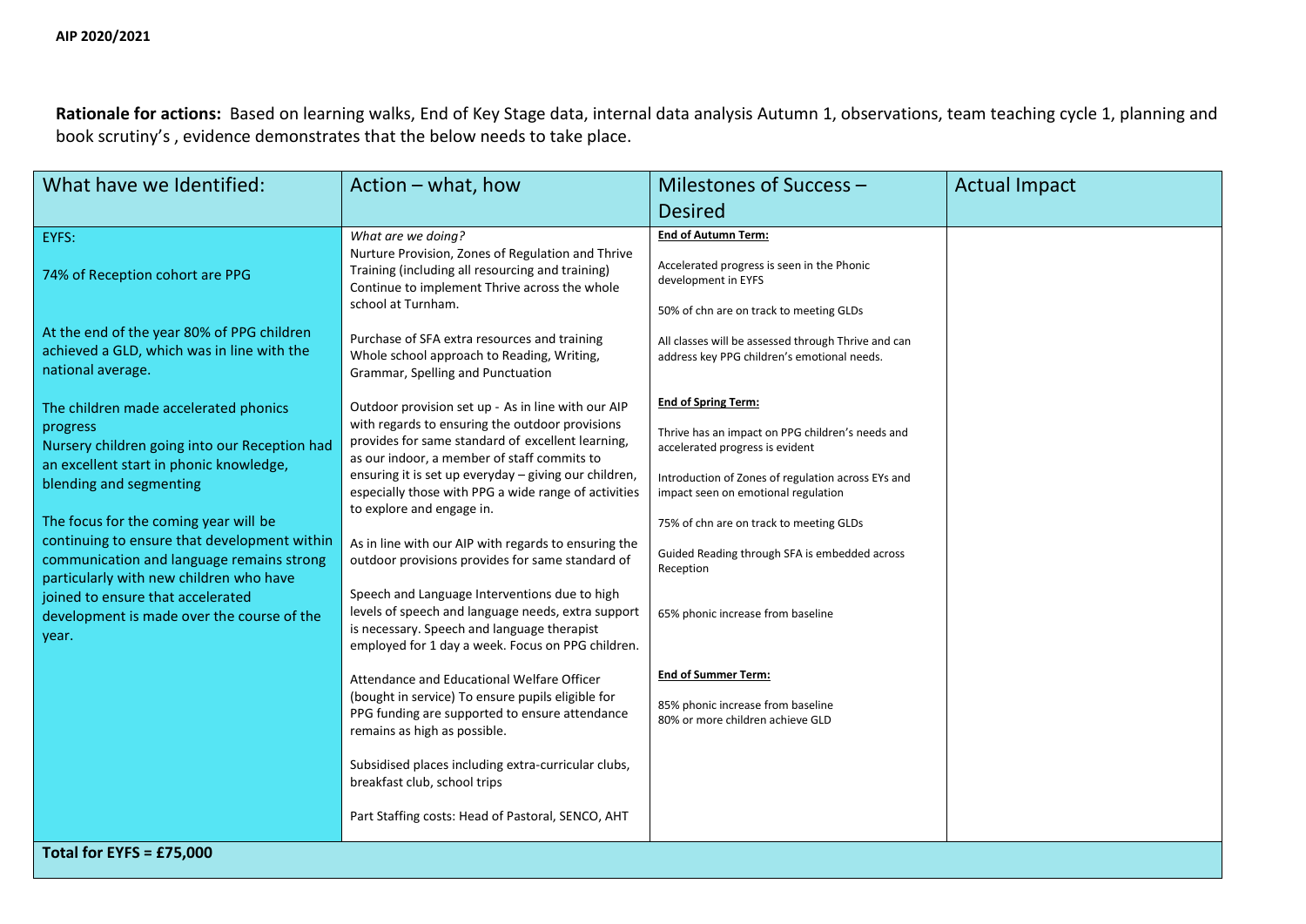**AIP 2020/2021**

**Rationale for actions:** Based on learning walks, End of Key Stage data, internal data analysis Autumn 1, observations, team teaching cycle 1, planning and book scrutiny's , evidence demonstrates that the below needs to take place.

| What have we Identified: | Action – what, how | Milestones of Success – Desired | Actual Impact |
|---|---|---|---|
| EYFS:<br><br>74% of Reception cohort are PPG<br><br>At the end of the year 80% of PPG children achieved a GLD, which was in line with the national average.<br><br>The children made accelerated phonics progress<br>Nursery children going into our Reception had an excellent start in phonic knowledge, blending and segmenting<br><br>The focus for the coming year will be continuing to ensure that development within communication and language remains strong particularly with new children who have joined to ensure that accelerated development is made over the course of the year. | *What are we doing?*<br>Nurture Provision, Zones of Regulation and Thrive Training (including all resourcing and training) Continue to implement Thrive across the whole school at Turnham.<br><br>Purchase of SFA extra resources and training Whole school approach to Reading, Writing, Grammar, Spelling and Punctuation<br><br>Outdoor provision set up - As in line with our AIP with regards to ensuring the outdoor provisions provides for same standard of excellent learning, as our indoor, a member of staff commits to ensuring it is set up everyday – giving our children, especially those with PPG a wide range of activities to explore and engage in.<br><br>As in line with our AIP with regards to ensuring the outdoor provisions provides for same standard of<br><br>Speech and Language Interventions due to high levels of speech and language needs, extra support is necessary. Speech and language therapist employed for 1 day a week. Focus on PPG children.<br><br>Attendance and Educational Welfare Officer (bought in service) To ensure pupils eligible for PPG funding are supported to ensure attendance remains as high as possible.<br><br>Subsidised places including extra-curricular clubs, breakfast club, school trips<br><br>Part Staffing costs: Head of Pastoral, SENCO, AHT | **<u>End of Autumn Term:</u>**<br><br>Accelerated progress is seen in the Phonic development in EYFS<br><br>50% of chn are on track to meeting GLDs<br><br>All classes will be assessed through Thrive and can address key PPG children's emotional needs.<br><br>**<u>End of Spring Term:</u>**<br><br>Thrive has an impact on PPG children's needs and accelerated progress is evident<br><br>Introduction of Zones of regulation across EYs and impact seen on emotional regulation<br><br>75% of chn are on track to meeting GLDs<br><br>Guided Reading through SFA is embedded across Reception<br><br>65% phonic increase from baseline<br><br>**<u>End of Summer Term:</u>**<br><br>85% phonic increase from baseline<br>80% or more children achieve GLD | |
| **Total for EYFS = £75,000** | | | |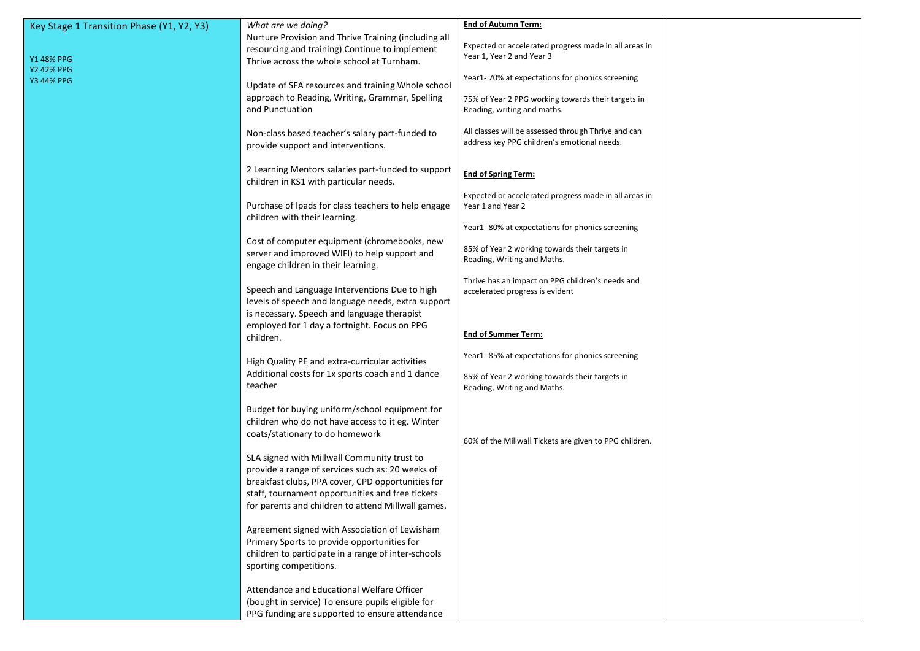| Key Stage 1 Transition Phase (Y1, Y2, Y3)<br><br>Y1 48% PPG<br>Y2 42% PPG<br>Y3 44% PPG | *What are we doing?*<br>Nurture Provision and Thrive Training (including all resourcing and training) Continue to implement Thrive across the whole school at Turnham.<br><br>Update of SFA resources and training Whole school approach to Reading, Writing, Grammar, Spelling and Punctuation<br><br>Non-class based teacher's salary part-funded to provide support and interventions.<br><br>2 Learning Mentors salaries part-funded to support children in KS1 with particular needs.<br><br>Purchase of Ipads for class teachers to help engage children with their learning.<br><br>Cost of computer equipment (chromebooks, new server and improved WIFI) to help support and engage children in their learning.<br><br>Speech and Language Interventions Due to high levels of speech and language needs, extra support is necessary. Speech and language therapist employed for 1 day a fortnight. Focus on PPG children.<br><br>High Quality PE and extra-curricular activities Additional costs for 1x sports coach and 1 dance teacher<br><br>Budget for buying uniform/school equipment for children who do not have access to it eg. Winter coats/stationary to do homework<br><br>SLA signed with Millwall Community trust to provide a range of services such as: 20 weeks of breakfast clubs, PPA cover, CPD opportunities for staff, tournament opportunities and free tickets for parents and children to attend Millwall games.<br><br>Agreement signed with Association of Lewisham Primary Sports to provide opportunities for children to participate in a range of inter-schools sporting competitions.<br><br>Attendance and Educational Welfare Officer (bought in service) To ensure pupils eligible for PPG funding are supported to ensure attendance | **End of Autumn Term:**<br><br>Expected or accelerated progress made in all areas in Year 1, Year 2 and Year 3<br><br>Year1- 70% at expectations for phonics screening<br><br>75% of Year 2 PPG working towards their targets in Reading, writing and maths.<br><br>All classes will be assessed through Thrive and can address key PPG children's emotional needs.<br><br>**End of Spring Term:**<br><br>Expected or accelerated progress made in all areas in Year 1 and Year 2<br><br>Year1- 80% at expectations for phonics screening<br><br>85% of Year 2 working towards their targets in Reading, Writing and Maths.<br><br>Thrive has an impact on PPG children's needs and accelerated progress is evident<br><br>**End of Summer Term:**<br><br>Year1- 85% at expectations for phonics screening<br><br>85% of Year 2 working towards their targets in Reading, Writing and Maths.<br><br>60% of the Millwall Tickets are given to PPG children. | |
|---|---|---|---|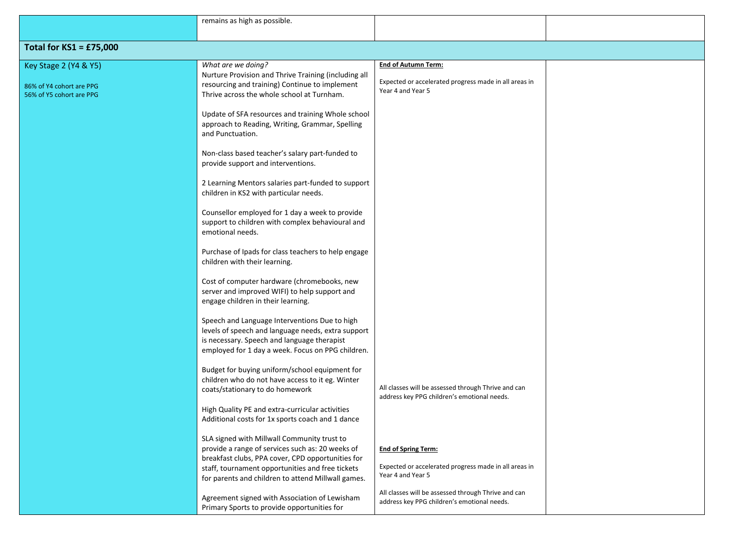| | | | |
|---|---|---|---|
| | remains as high as possible. | | |
| **Total for KS1 = £75,000** | | | |
| Key Stage 2 (Y4 & Y5)<br><br>86% of Y4 cohort are PPG<br>56% of Y5 cohort are PPG | *What are we doing?*<br>Nurture Provision and Thrive Training (including all resourcing and training) Continue to implement Thrive across the whole school at Turnham.<br><br>Update of SFA resources and training Whole school approach to Reading, Writing, Grammar, Spelling and Punctuation.<br><br>Non-class based teacher's salary part-funded to provide support and interventions.<br><br>2 Learning Mentors salaries part-funded to support children in KS2 with particular needs.<br><br>Counsellor employed for 1 day a week to provide support to children with complex behavioural and emotional needs.<br><br>Purchase of Ipads for class teachers to help engage children with their learning.<br><br>Cost of computer hardware (chromebooks, new server and improved WIFI) to help support and engage children in their learning.<br><br>Speech and Language Interventions Due to high levels of speech and language needs, extra support is necessary. Speech and language therapist employed for 1 day a week. Focus on PPG children.<br><br>Budget for buying uniform/school equipment for children who do not have access to it eg. Winter coats/stationary to do homework<br><br>High Quality PE and extra-curricular activities Additional costs for 1x sports coach and 1 dance<br><br>SLA signed with Millwall Community trust to provide a range of services such as: 20 weeks of breakfast clubs, PPA cover, CPD opportunities for staff, tournament opportunities and free tickets for parents and children to attend Millwall games.<br><br>Agreement signed with Association of Lewisham Primary Sports to provide opportunities for | **<u>End of Autumn Term:</u>**<br><br>Expected or accelerated progress made in all areas in Year 4 and Year 5<br><br>All classes will be assessed through Thrive and can address key PPG children's emotional needs.<br><br>**<u>End of Spring Term:</u>**<br><br>Expected or accelerated progress made in all areas in Year 4 and Year 5<br><br>All classes will be assessed through Thrive and can address key PPG children's emotional needs. | |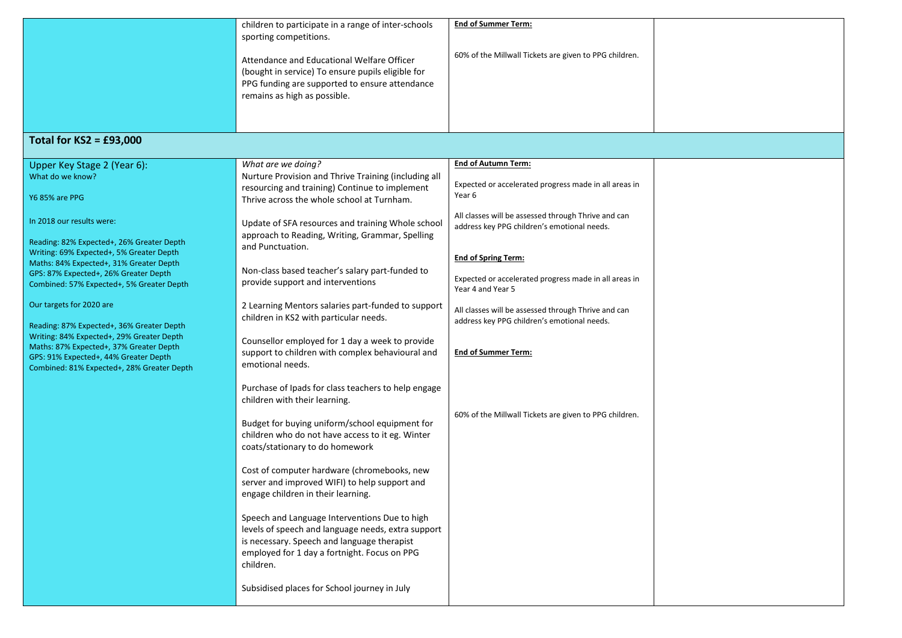| | | | |
|---|---|---|---|
| | children to participate in a range of inter-schools sporting competitions.<br><br>Attendance and Educational Welfare Officer (bought in service) To ensure pupils eligible for PPG funding are supported to ensure attendance remains as high as possible. | **End of Summer Term:**<br><br>60% of the Millwall Tickets are given to PPG children. | |
| **Total for KS2 = £93,000** | | | |
| Upper Key Stage 2 (Year 6):<br>What do we know?<br><br>Y6 85% are PPG<br><br>In 2018 our results were:<br><br>Reading: 82% Expected+, 26% Greater Depth<br>Writing: 69% Expected+, 5% Greater Depth<br>Maths: 84% Expected+, 31% Greater Depth<br>GPS: 87% Expected+, 26% Greater Depth<br>Combined: 57% Expected+, 5% Greater Depth<br><br>Our targets for 2020 are<br><br>Reading: 87% Expected+, 36% Greater Depth<br>Writing: 84% Expected+, 29% Greater Depth<br>Maths: 87% Expected+, 37% Greater Depth<br>GPS: 91% Expected+, 44% Greater Depth<br>Combined: 81% Expected+, 28% Greater Depth | *What are we doing?*<br>Nurture Provision and Thrive Training (including all resourcing and training) Continue to implement Thrive across the whole school at Turnham.<br><br>Update of SFA resources and training Whole school approach to Reading, Writing, Grammar, Spelling and Punctuation.<br><br>Non-class based teacher's salary part-funded to provide support and interventions<br><br>2 Learning Mentors salaries part-funded to support children in KS2 with particular needs.<br><br>Counsellor employed for 1 day a week to provide support to children with complex behavioural and emotional needs.<br><br>Purchase of Ipads for class teachers to help engage children with their learning.<br><br>Budget for buying uniform/school equipment for children who do not have access to it eg. Winter coats/stationary to do homework<br><br>Cost of computer hardware (chromebooks, new server and improved WIFI) to help support and engage children in their learning.<br><br>Speech and Language Interventions Due to high levels of speech and language needs, extra support is necessary. Speech and language therapist employed for 1 day a fortnight. Focus on PPG children.<br><br>Subsidised places for School journey in July | **End of Autumn Term:**<br><br>Expected or accelerated progress made in all areas in Year 6<br><br>All classes will be assessed through Thrive and can address key PPG children's emotional needs.<br><br>**End of Spring Term:**<br><br>Expected or accelerated progress made in all areas in Year 4 and Year 5<br><br>All classes will be assessed through Thrive and can address key PPG children's emotional needs.<br><br>**End of Summer Term:**<br><br>60% of the Millwall Tickets are given to PPG children. | |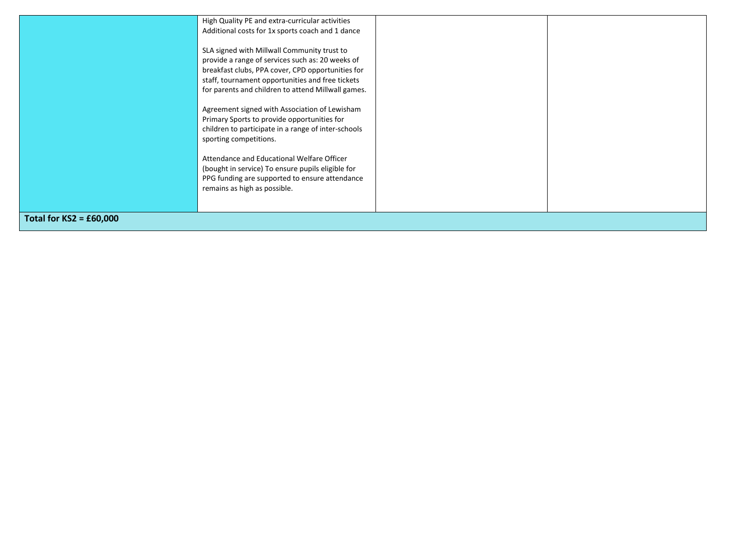| | | | |
|---|---|---|---|
| | High Quality PE and extra-curricular activities<br>Additional costs for 1x sports coach and 1 dance<br><br>SLA signed with Millwall Community trust to provide a range of services such as: 20 weeks of breakfast clubs, PPA cover, CPD opportunities for staff, tournament opportunities and free tickets for parents and children to attend Millwall games.<br><br>Agreement signed with Association of Lewisham Primary Sports to provide opportunities for children to participate in a range of inter-schools sporting competitions.<br><br>Attendance and Educational Welfare Officer (bought in service) To ensure pupils eligible for PPG funding are supported to ensure attendance remains as high as possible. | | |
| **Total for KS2 = £60,000** | | | |